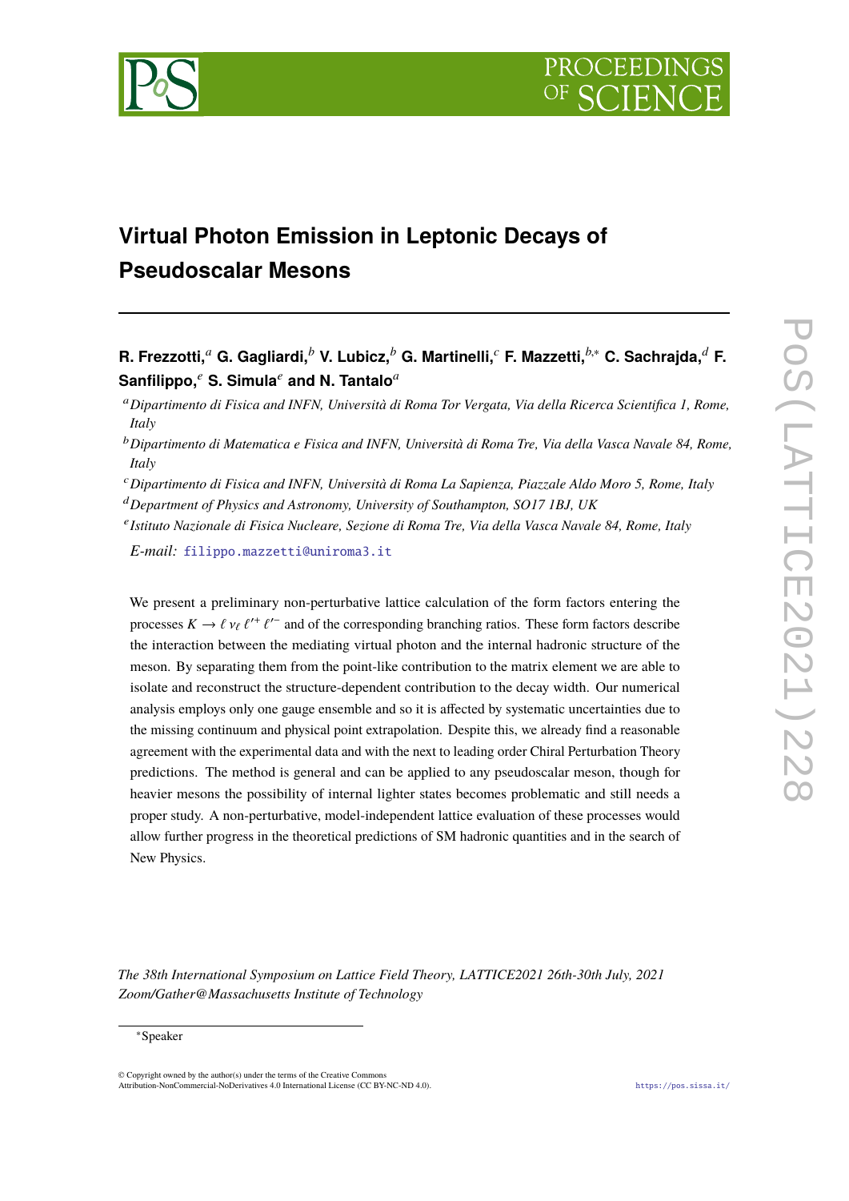# Virtual Photon Emission in Leptonic Decays of Pseudoscalar Mesons

**R. Frezzotti,**[a] **G. Gagliardi,**[b] **V. Lubicz,**[b] **G. Martinelli,**[c] **F. Mazzetti,**[b,*] **C. Sachrajda,**[d] **F. Sanfilippo,**[e] **S. Simula**[e] **and N. Tantalo**[a]

[a] *Dipartimento di Fisica and INFN, Università di Roma Tor Vergata, Via della Ricerca Scientifica 1, Rome, Italy*

[b] *Dipartimento di Matematica e Fisica and INFN, Università di Roma Tre, Via della Vasca Navale 84, Rome, Italy*

[c] *Dipartimento di Fisica and INFN, Università di Roma La Sapienza, Piazzale Aldo Moro 5, Rome, Italy*

[d] *Department of Physics and Astronomy, University of Southampton, SO17 1BJ, UK*

[e] *Istituto Nazionale di Fisica Nucleare, Sezione di Roma Tre, Via della Vasca Navale 84, Rome, Italy*

*E-mail:* filippo.mazzetti@uniroma3.it

We present a preliminary non-perturbative lattice calculation of the form factors entering the processes $K \to \ell\, \nu_\ell\, \ell'^+\, \ell'^-$ and of the corresponding branching ratios. These form factors describe the interaction between the mediating virtual photon and the internal hadronic structure of the meson. By separating them from the point-like contribution to the matrix element we are able to isolate and reconstruct the structure-dependent contribution to the decay width. Our numerical analysis employs only one gauge ensemble and so it is affected by systematic uncertainties due to the missing continuum and physical point extrapolation. Despite this, we already find a reasonable agreement with the experimental data and with the next to leading order Chiral Perturbation Theory predictions. The method is general and can be applied to any pseudoscalar meson, though for heavier mesons the possibility of internal lighter states becomes problematic and still needs a proper study. A non-perturbative, model-independent lattice evaluation of these processes would allow further progress in the theoretical predictions of SM hadronic quantities and in the search of New Physics.

*The 38th International Symposium on Lattice Field Theory, LATTICE2021 26th-30th July, 2021 Zoom/Gather@Massachusetts Institute of Technology*

*Speaker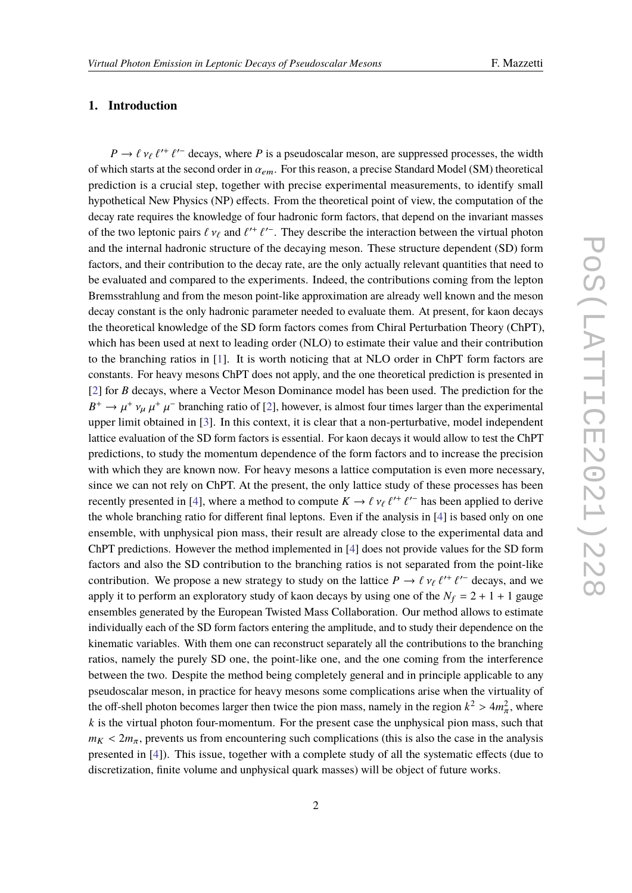## 1. Introduction

$P \to \ell\, \nu_\ell\, \ell'^+\, \ell'^-$ decays, where $P$ is a pseudoscalar meson, are suppressed processes, the width of which starts at the second order in $\alpha_{em}$. For this reason, a precise Standard Model (SM) theoretical prediction is a crucial step, together with precise experimental measurements, to identify small hypothetical New Physics (NP) effects. From the theoretical point of view, the computation of the decay rate requires the knowledge of four hadronic form factors, that depend on the invariant masses of the two leptonic pairs $\ell\, \nu_\ell$ and $\ell'^+\, \ell'^-$. They describe the interaction between the virtual photon and the internal hadronic structure of the decaying meson. These structure dependent (SD) form factors, and their contribution to the decay rate, are the only actually relevant quantities that need to be evaluated and compared to the experiments. Indeed, the contributions coming from the lepton Bremsstrahlung and from the meson point-like approximation are already well known and the meson decay constant is the only hadronic parameter needed to evaluate them. At present, for kaon decays the theoretical knowledge of the SD form factors comes from Chiral Perturbation Theory (ChPT), which has been used at next to leading order (NLO) to estimate their value and their contribution to the branching ratios in [1]. It is worth noticing that at NLO order in ChPT form factors are constants. For heavy mesons ChPT does not apply, and the one theoretical prediction is presented in [2] for $B$ decays, where a Vector Meson Dominance model has been used. The prediction for the $B^+ \to \mu^+\, \nu_\mu\, \mu^+\, \mu^-$ branching ratio of [2], however, is almost four times larger than the experimental upper limit obtained in [3]. In this context, it is clear that a non-perturbative, model independent lattice evaluation of the SD form factors is essential. For kaon decays it would allow to test the ChPT predictions, to study the momentum dependence of the form factors and to increase the precision with which they are known now. For heavy mesons a lattice computation is even more necessary, since we can not rely on ChPT. At the present, the only lattice study of these processes has been recently presented in [4], where a method to compute $K \to \ell\, \nu_\ell\, \ell'^+\, \ell'^-$ has been applied to derive the whole branching ratio for different final leptons. Even if the analysis in [4] is based only on one ensemble, with unphysical pion mass, their result are already close to the experimental data and ChPT predictions. However the method implemented in [4] does not provide values for the SD form factors and also the SD contribution to the branching ratios is not separated from the point-like contribution. We propose a new strategy to study on the lattice $P \to \ell\, \nu_\ell\, \ell'^+\, \ell'^-$ decays, and we apply it to perform an exploratory study of kaon decays by using one of the $N_f = 2+1+1$ gauge ensembles generated by the European Twisted Mass Collaboration. Our method allows to estimate individually each of the SD form factors entering the amplitude, and to study their dependence on the kinematic variables. With them one can reconstruct separately all the contributions to the branching ratios, namely the purely SD one, the point-like one, and the one coming from the interference between the two. Despite the method being completely general and in principle applicable to any pseudoscalar meson, in practice for heavy mesons some complications arise when the virtuality of the off-shell photon becomes larger then twice the pion mass, namely in the region $k^2 > 4m_\pi^2$, where $k$ is the virtual photon four-momentum. For the present case the unphysical pion mass, such that $m_K < 2m_\pi$, prevents us from encountering such complications (this is also the case in the analysis presented in [4]). This issue, together with a complete study of all the systematic effects (due to discretization, finite volume and unphysical quark masses) will be object of future works.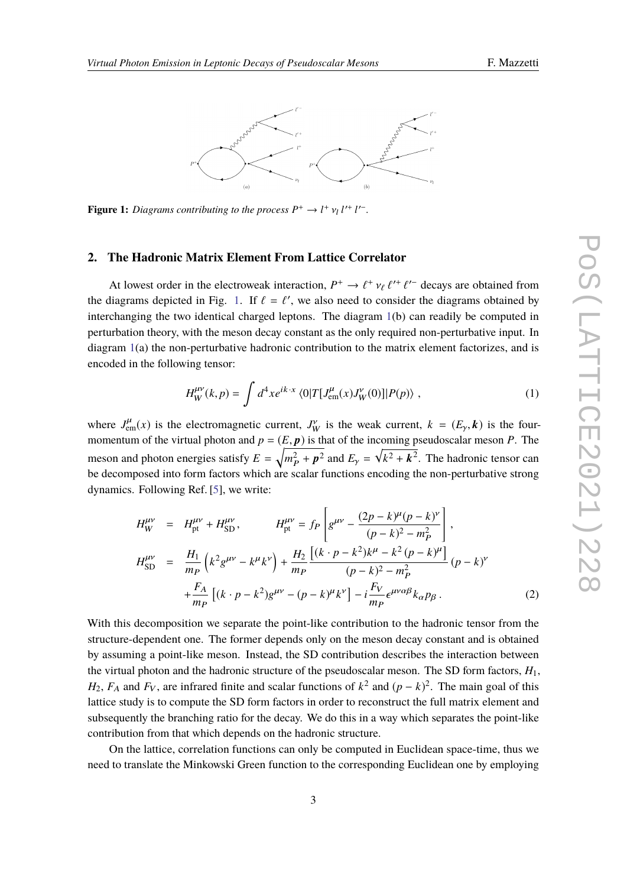**Figure 1:** *Diagrams contributing to the process $P^+ \to l^+ \nu_l l'^+ l'^-$.*

## 2. The Hadronic Matrix Element From Lattice Correlator

At lowest order in the electroweak interaction, $P^+ \to \ell^+ \nu_\ell \ell'^+ \ell'^-$ decays are obtained from the diagrams depicted in Fig. 1. If $\ell = \ell'$, we also need to consider the diagrams obtained by interchanging the two identical charged leptons. The diagram 1(b) can readily be computed in perturbation theory, with the meson decay constant as the only required non-perturbative input. In diagram 1(a) the non-perturbative hadronic contribution to the matrix element factorizes, and is encoded in the following tensor:

$$H_W^{\mu\nu}(k,p) = \int d^4x e^{ik\cdot x} \langle 0|T[J_{\rm em}^\mu(x) J_W^\nu(0)]|P(p)\rangle \,, \tag{1}$$

where $J_{\rm em}^\mu(x)$ is the electromagnetic current, $J_W^\nu$ is the weak current, $k = (E_\gamma, \boldsymbol{k})$ is the four-momentum of the virtual photon and $p = (E, \boldsymbol{p})$ is that of the incoming pseudoscalar meson $P$. The meson and photon energies satisfy $E = \sqrt{m_P^2 + \boldsymbol{p}^2}$ and $E_\gamma = \sqrt{k^2 + \boldsymbol{k}^2}$. The hadronic tensor can be decomposed into form factors which are scalar functions encoding the non-perturbative strong dynamics. Following Ref. [5], we write:

$$\begin{aligned}
H_W^{\mu\nu} &= H_{\rm pt}^{\mu\nu} + H_{\rm SD}^{\mu\nu}, \qquad H_{\rm pt}^{\mu\nu} = f_P \left[ g^{\mu\nu} - \frac{(2p-k)^\mu (p-k)^\nu}{(p-k)^2 - m_P^2} \right], \\
H_{\rm SD}^{\mu\nu} &= \frac{H_1}{m_P}\left(k^2 g^{\mu\nu} - k^\mu k^\nu\right) + \frac{H_2}{m_P} \frac{\left[(k\cdot p - k^2)k^\mu - k^2 (p-k)^\mu\right]}{(p-k)^2 - m_P^2} (p-k)^\nu \\
&\quad + \frac{F_A}{m_P}\left[(k\cdot p - k^2) g^{\mu\nu} - (p-k)^\mu k^\nu\right] - i\frac{F_V}{m_P} \epsilon^{\mu\nu\alpha\beta} k_\alpha p_\beta \,.
\end{aligned} \tag{2}$$

With this decomposition we separate the point-like contribution to the hadronic tensor from the structure-dependent one. The former depends only on the meson decay constant and is obtained by assuming a point-like meson. Instead, the SD contribution describes the interaction between the virtual photon and the hadronic structure of the pseudoscalar meson. The SD form factors, $H_1$, $H_2$, $F_A$ and $F_V$, are infrared finite and scalar functions of $k^2$ and $(p-k)^2$. The main goal of this lattice study is to compute the SD form factors in order to reconstruct the full matrix element and subsequently the branching ratio for the decay. We do this in a way which separates the point-like contribution from that which depends on the hadronic structure.

On the lattice, correlation functions can only be computed in Euclidean space-time, thus we need to translate the Minkowski Green function to the corresponding Euclidean one by employing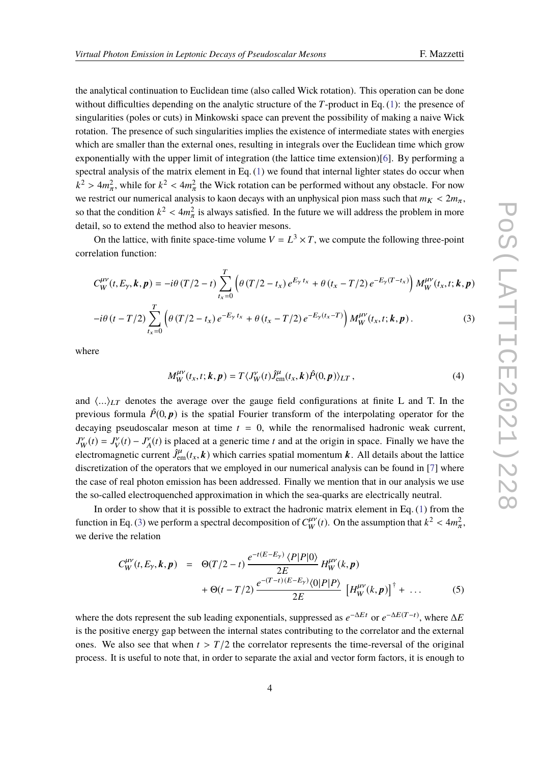the analytical continuation to Euclidean time (also called Wick rotation). This operation can be done without difficulties depending on the analytic structure of the $T$-product in Eq. (1): the presence of singularities (poles or cuts) in Minkowski space can prevent the possibility of making a naive Wick rotation. The presence of such singularities implies the existence of intermediate states with energies which are smaller than the external ones, resulting in integrals over the Euclidean time which grow exponentially with the upper limit of integration (the lattice time extension)[6]. By performing a spectral analysis of the matrix element in Eq. (1) we found that internal lighter states do occur when $k^2 > 4m_\pi^2$, while for $k^2 < 4m_\pi^2$ the Wick rotation can be performed without any obstacle. For now we restrict our numerical analysis to kaon decays with an unphysical pion mass such that $m_K < 2m_\pi$, so that the condition $k^2 < 4m_\pi^2$ is always satisfied. In the future we will address the problem in more detail, so to extend the method also to heavier mesons.

On the lattice, with finite space-time volume $V = L^3 \times T$, we compute the following three-point correlation function:

$$C_W^{\mu\nu}(t, E_\gamma, \boldsymbol{k}, \boldsymbol{p}) = -i\theta\,(T/2 - t) \sum_{t_x=0}^{T} \Big(\theta\,(T/2 - t_x)\, e^{E_\gamma\, t_x} + \theta\,(t_x - T/2)\, e^{-E_\gamma (T - t_x)}\Big)\, M_W^{\mu\nu}(t_x, t; \boldsymbol{k}, \boldsymbol{p})$$
$$-i\theta\,(t - T/2) \sum_{t_x=0}^{T} \Big(\theta\,(T/2 - t_x)\, e^{-E_\gamma\, t_x} + \theta\,(t_x - T/2)\, e^{-E_\gamma (t_x - T)}\Big)\, M_W^{\mu\nu}(t_x, t; \boldsymbol{k}, \boldsymbol{p})\,. \tag{3}$$

where

$$M_W^{\mu\nu}(t_x, t; \boldsymbol{k}, \boldsymbol{p}) = T\langle J_W^\nu(t) \hat{J}_{\rm em}^\mu(t_x, \boldsymbol{k}) \hat{P}(0, \boldsymbol{p})\rangle_{LT}\,, \tag{4}$$

and $\langle ...\rangle_{LT}$ denotes the average over the gauge field configurations at finite L and T. In the previous formula $\hat{P}(0, \boldsymbol{p})$ is the spatial Fourier transform of the interpolating operator for the decaying pseudoscalar meson at time $t = 0$, while the renormalised hadronic weak current, $J_W^\nu(t) = J_V^\nu(t) - J_A^\nu(t)$ is placed at a generic time $t$ and at the origin in space. Finally we have the electromagnetic current $\hat{J}_{\rm em}^\mu(t_x, \boldsymbol{k})$ which carries spatial momentum $\boldsymbol{k}$. All details about the lattice discretization of the operators that we employed in our numerical analysis can be found in [7] where the case of real photon emission has been addressed. Finally we mention that in our analysis we use the so-called electroquenched approximation in which the sea-quarks are electrically neutral.

In order to show that it is possible to extract the hadronic matrix element in Eq. (1) from the function in Eq. (3) we perform a spectral decomposition of $C_W^{\mu\nu}(t)$. On the assumption that $k^2 < 4m_\pi^2$, we derive the relation

$$\begin{aligned} C_W^{\mu\nu}(t, E_\gamma, \boldsymbol{k}, \boldsymbol{p}) \;\; &= \;\; \Theta(T/2 - t)\, \frac{e^{-t(E - E_\gamma)}\, \langle P|P|0\rangle}{2E}\, H_W^{\mu\nu}(k, \boldsymbol{p}) \\ &\quad + \Theta(t - T/2)\, \frac{e^{-(T-t)(E - E_\gamma)} \langle 0|P|P\rangle}{2E}\, \left[H_W^{\mu\nu}(k, \boldsymbol{p})\right]^\dagger + \;\ldots \end{aligned} \tag{5}$$

where the dots represent the sub leading exponentials, suppressed as $e^{-\Delta E t}$ or $e^{-\Delta E (T-t)}$, where $\Delta E$ is the positive energy gap between the internal states contributing to the correlator and the external ones. We also see that when $t > T/2$ the correlator represents the time-reversal of the original process. It is useful to note that, in order to separate the axial and vector form factors, it is enough to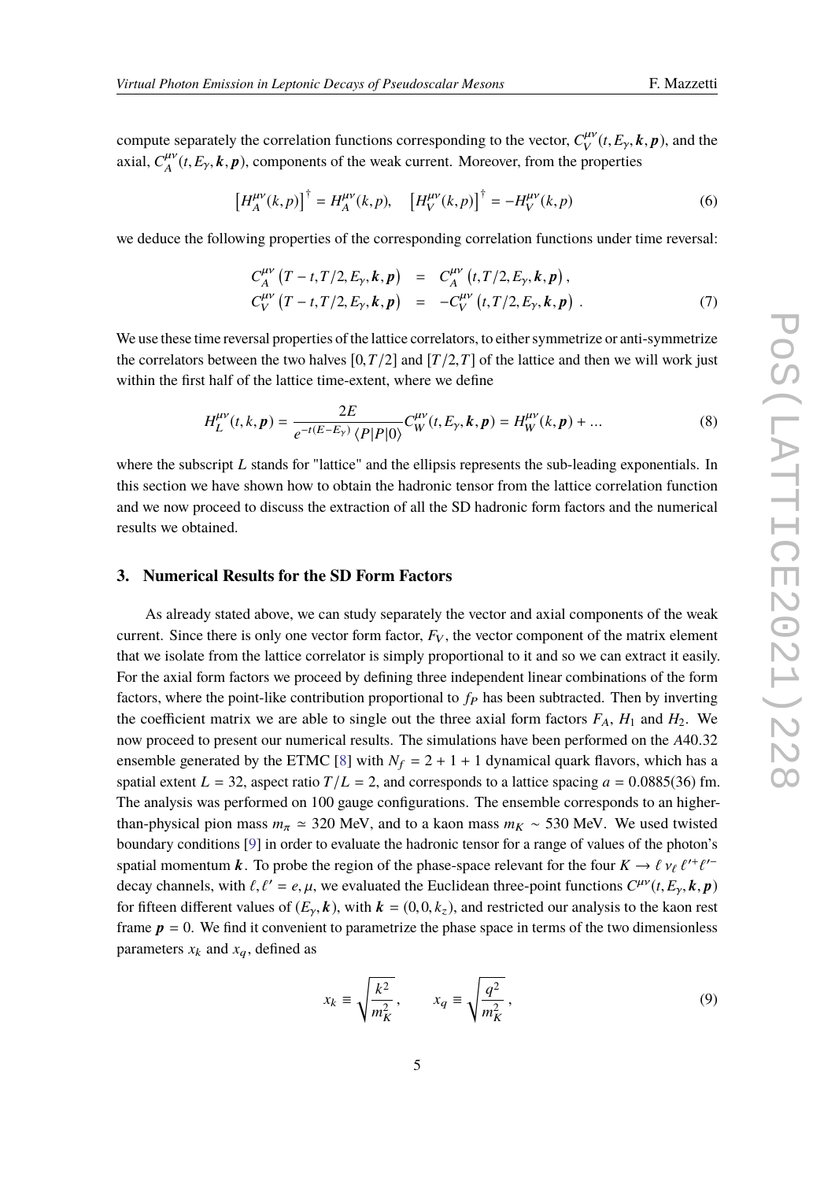compute separately the correlation functions corresponding to the vector, $C_V^{\mu\nu}(t, E_\gamma, \boldsymbol{k}, \boldsymbol{p})$, and the axial, $C_A^{\mu\nu}(t, E_\gamma, \boldsymbol{k}, \boldsymbol{p})$, components of the weak current. Moreover, from the properties

$$\left[H_A^{\mu\nu}(k,p)\right]^\dagger = H_A^{\mu\nu}(k,p), \quad \left[H_V^{\mu\nu}(k,p)\right]^\dagger = -H_V^{\mu\nu}(k,p) \tag{6}$$

we deduce the following properties of the corresponding correlation functions under time reversal:

$$\begin{aligned} C_A^{\mu\nu}\left(T-t, T/2, E_\gamma, \boldsymbol{k}, \boldsymbol{p}\right) &= C_A^{\mu\nu}\left(t, T/2, E_\gamma, \boldsymbol{k}, \boldsymbol{p}\right), \\ C_V^{\mu\nu}\left(T-t, T/2, E_\gamma, \boldsymbol{k}, \boldsymbol{p}\right) &= -C_V^{\mu\nu}\left(t, T/2, E_\gamma, \boldsymbol{k}, \boldsymbol{p}\right). \end{aligned} \tag{7}$$

We use these time reversal properties of the lattice correlators, to either symmetrize or anti-symmetrize the correlators between the two halves $[0, T/2]$ and $[T/2, T]$ of the lattice and then we will work just within the first half of the lattice time-extent, where we define

$$H_L^{\mu\nu}(t, k, \boldsymbol{p}) = \frac{2E}{e^{-t(E-E_\gamma)}\langle P|P|0\rangle} C_W^{\mu\nu}(t, E_\gamma, \boldsymbol{k}, \boldsymbol{p}) = H_W^{\mu\nu}(k, \boldsymbol{p}) + \ldots \tag{8}$$

where the subscript $L$ stands for "lattice" and the ellipsis represents the sub-leading exponentials. In this section we have shown how to obtain the hadronic tensor from the lattice correlation function and we now proceed to discuss the extraction of all the SD hadronic form factors and the numerical results we obtained.

## 3. Numerical Results for the SD Form Factors

As already stated above, we can study separately the vector and axial components of the weak current. Since there is only one vector form factor, $F_V$, the vector component of the matrix element that we isolate from the lattice correlator is simply proportional to it and so we can extract it easily. For the axial form factors we proceed by defining three independent linear combinations of the form factors, where the point-like contribution proportional to $f_P$ has been subtracted. Then by inverting the coefficient matrix we are able to single out the three axial form factors $F_A$, $H_1$ and $H_2$. We now proceed to present our numerical results. The simulations have been performed on the $A40.32$ ensemble generated by the ETMC [8] with $N_f = 2+1+1$ dynamical quark flavors, which has a spatial extent $L = 32$, aspect ratio $T/L = 2$, and corresponds to a lattice spacing $a = 0.0885(36)$ fm. The analysis was performed on 100 gauge configurations. The ensemble corresponds to an higher-than-physical pion mass $m_\pi \simeq 320$ MeV, and to a kaon mass $m_K \sim 530$ MeV. We used twisted boundary conditions [9] in order to evaluate the hadronic tensor for a range of values of the photon's spatial momentum $\boldsymbol{k}$. To probe the region of the phase-space relevant for the four $K \to \ell\, \nu_\ell\, \ell'^+ \ell'^-$ decay channels, with $\ell, \ell' = e, \mu$, we evaluated the Euclidean three-point functions $C^{\mu\nu}(t, E_\gamma, \boldsymbol{k}, \boldsymbol{p})$ for fifteen different values of $(E_\gamma, \boldsymbol{k})$, with $\boldsymbol{k} = (0, 0, k_z)$, and restricted our analysis to the kaon rest frame $\boldsymbol{p} = 0$. We find it convenient to parametrize the phase space in terms of the two dimensionless parameters $x_k$ and $x_q$, defined as

$$x_k \equiv \sqrt{\frac{k^2}{m_K^2}}, \qquad x_q \equiv \sqrt{\frac{q^2}{m_K^2}}, \tag{9}$$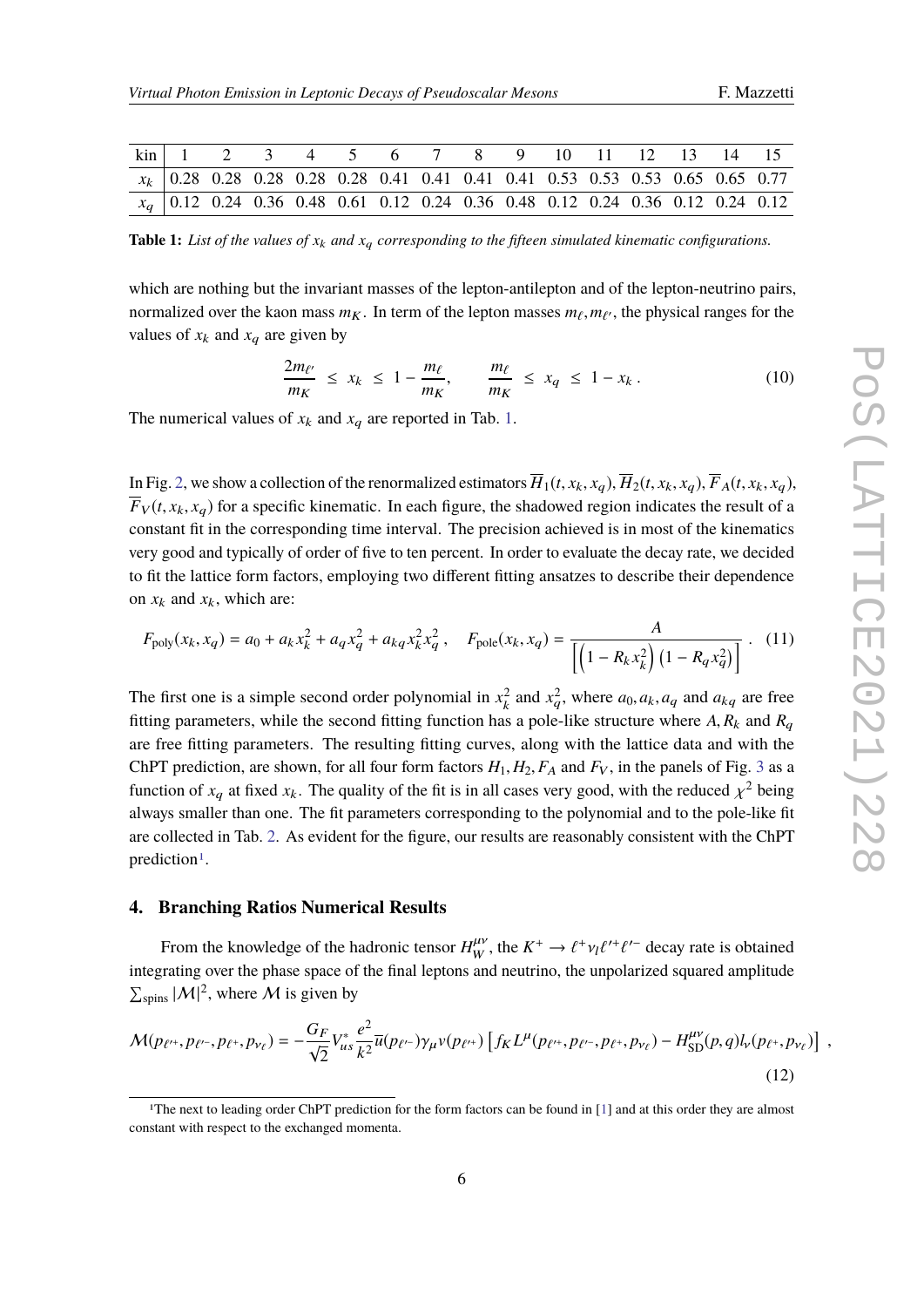| kin | 1 | 2 | 3 | 4 | 5 | 6 | 7 | 8 | 9 | 10 | 11 | 12 | 13 | 14 | 15 |
|---|---|---|---|---|---|---|---|---|---|---|---|---|---|---|---|
| $x_k$ | 0.28 | 0.28 | 0.28 | 0.28 | 0.28 | 0.41 | 0.41 | 0.41 | 0.41 | 0.53 | 0.53 | 0.53 | 0.65 | 0.65 | 0.77 |
| $x_q$ | 0.12 | 0.24 | 0.36 | 0.48 | 0.61 | 0.12 | 0.24 | 0.36 | 0.48 | 0.12 | 0.24 | 0.36 | 0.12 | 0.24 | 0.12 |

**Table 1:** *List of the values of $x_k$ and $x_q$ corresponding to the fifteen simulated kinematic configurations.*

which are nothing but the invariant masses of the lepton-antilepton and of the lepton-neutrino pairs, normalized over the kaon mass $m_K$. In term of the lepton masses $m_\ell, m_{\ell'}$, the physical ranges for the values of $x_k$ and $x_q$ are given by

$$\frac{2m_{\ell'}}{m_K} \leq x_k \leq 1 - \frac{m_\ell}{m_K}, \qquad \frac{m_\ell}{m_K} \leq x_q \leq 1 - x_k \,. \tag{10}$$

The numerical values of $x_k$ and $x_q$ are reported in Tab. 1.

In Fig. 2, we show a collection of the renormalized estimators $\overline{H}_1(t, x_k, x_q)$, $\overline{H}_2(t, x_k, x_q)$, $\overline{F}_A(t, x_k, x_q)$, $\overline{F}_V(t, x_k, x_q)$ for a specific kinematic. In each figure, the shadowed region indicates the result of a constant fit in the corresponding time interval. The precision achieved is in most of the kinematics very good and typically of order of five to ten percent. In order to evaluate the decay rate, we decided to fit the lattice form factors, employing two different fitting ansatzes to describe their dependence on $x_k$ and $x_k$, which are:

$$F_{\text{poly}}(x_k, x_q) = a_0 + a_k x_k^2 + a_q x_q^2 + a_{kq} x_k^2 x_q^2 \,, \quad F_{\text{pole}}(x_k, x_q) = \frac{A}{\left[\left(1 - R_k x_k^2\right)\left(1 - R_q x_q^2\right)\right]} \,. \tag{11}$$

The first one is a simple second order polynomial in $x_k^2$ and $x_q^2$, where $a_0, a_k, a_q$ and $a_{kq}$ are free fitting parameters, while the second fitting function has a pole-like structure where $A, R_k$ and $R_q$ are free fitting parameters. The resulting fitting curves, along with the lattice data and with the ChPT prediction, are shown, for all four form factors $H_1, H_2, F_A$ and $F_V$, in the panels of Fig. 3 as a function of $x_q$ at fixed $x_k$. The quality of the fit is in all cases very good, with the reduced $\chi^2$ being always smaller than one. The fit parameters corresponding to the polynomial and to the pole-like fit are collected in Tab. 2. As evident for the figure, our results are reasonably consistent with the ChPT prediction[1].

## 4. Branching Ratios Numerical Results

From the knowledge of the hadronic tensor $H_W^{\mu\nu}$, the $K^+ \to \ell^+ \nu_l \ell'^+ \ell'^-$ decay rate is obtained integrating over the phase space of the final leptons and neutrino, the unpolarized squared amplitude $\sum_{\text{spins}} |\mathcal{M}|^2$, where $\mathcal{M}$ is given by

$$\mathcal{M}(p_{\ell'^+}, p_{\ell'^-}, p_{\ell^+}, p_{\nu_\ell}) = -\frac{G_F}{\sqrt{2}} V_{us}^* \frac{e^2}{k^2} \overline{u}(p_{\ell'^-}) \gamma_\mu v(p_{\ell'^+}) \left[ f_K L^\mu(p_{\ell'^+}, p_{\ell'^-}, p_{\ell^+}, p_{\nu_\ell}) - H_{\text{SD}}^{\mu\nu}(p, q) l_\nu(p_{\ell^+}, p_{\nu_\ell}) \right] \,, \tag{12}$$

[1] The next to leading order ChPT prediction for the form factors can be found in [1] and at this order they are almost constant with respect to the exchanged momenta.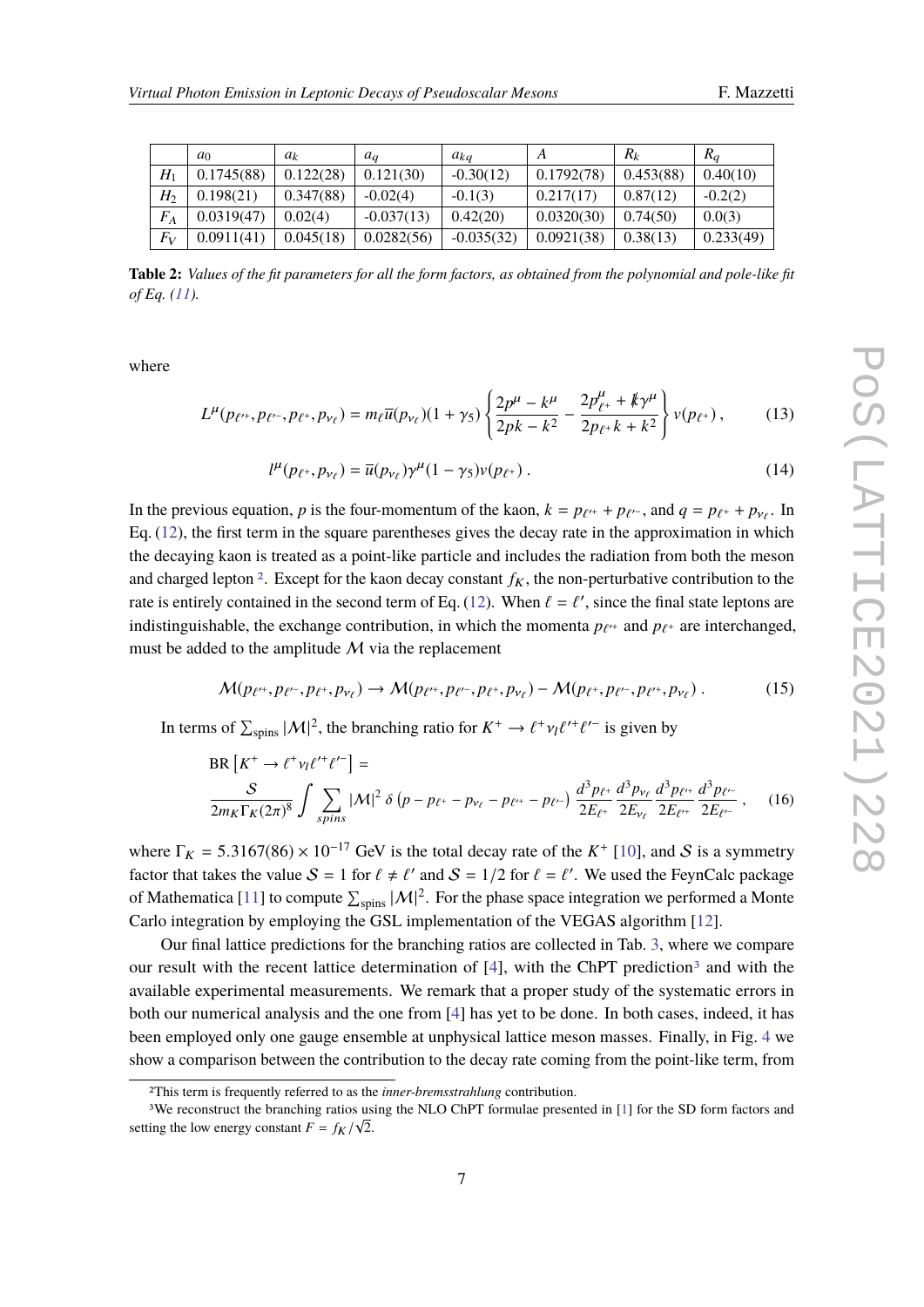|  | $a_0$ | $a_k$ | $a_q$ | $a_{kq}$ | $A$ | $R_k$ | $R_q$ |
|---|---|---|---|---|---|---|---|
| $H_1$ | 0.1745(88) | 0.122(28) | 0.121(30) | -0.30(12) | 0.1792(78) | 0.453(88) | 0.40(10) |
| $H_2$ | 0.198(21) | 0.347(88) | -0.02(4) | -0.1(3) | 0.217(17) | 0.87(12) | -0.2(2) |
| $F_A$ | 0.0319(47) | 0.02(4) | -0.037(13) | 0.42(20) | 0.0320(30) | 0.74(50) | 0.0(3) |
| $F_V$ | 0.0911(41) | 0.045(18) | 0.0282(56) | -0.035(32) | 0.0921(38) | 0.38(13) | 0.233(49) |

**Table 2:** *Values of the fit parameters for all the form factors, as obtained from the polynomial and pole-like fit of Eq. (11).*

where

$$L^\mu(p_{\ell'^+}, p_{\ell'^-}, p_{\ell^+}, p_{\nu_\ell}) = m_\ell \overline{u}(p_{\nu_\ell})(1+\gamma_5)\left\{\frac{2p^\mu - k^\mu}{2pk - k^2} - \frac{2p^\mu_{\ell^+} + \not{k}\gamma^\mu}{2p_{\ell^+}k + k^2}\right\} v(p_{\ell^+})\,, \tag{13}$$

$$l^\mu(p_{\ell^+}, p_{\nu_\ell}) = \overline{u}(p_{\nu_\ell})\gamma^\mu(1-\gamma_5)v(p_{\ell^+})\,. \tag{14}$$

In the previous equation, $p$ is the four-momentum of the kaon, $k = p_{\ell'^+} + p_{\ell'^-}$, and $q = p_{\ell^+} + p_{\nu_\ell}$. In Eq. (12), the first term in the square parentheses gives the decay rate in the approximation in which the decaying kaon is treated as a point-like particle and includes the radiation from both the meson and charged lepton [2]. Except for the kaon decay constant $f_K$, the non-perturbative contribution to the rate is entirely contained in the second term of Eq. (12). When $\ell = \ell'$, since the final state leptons are indistinguishable, the exchange contribution, in which the momenta $p_{\ell'^+}$ and $p_{\ell^+}$ are interchanged, must be added to the amplitude $\mathcal{M}$ via the replacement

$$\mathcal{M}(p_{\ell'^+}, p_{\ell'^-}, p_{\ell^+}, p_{\nu_\ell}) \to \mathcal{M}(p_{\ell'^+}, p_{\ell'^-}, p_{\ell^+}, p_{\nu_\ell}) - \mathcal{M}(p_{\ell^+}, p_{\ell'^-}, p_{\ell'^+}, p_{\nu_\ell})\,. \tag{15}$$

In terms of $\sum_{\text{spins}} |\mathcal{M}|^2$, the branching ratio for $K^+ \to \ell^+\nu_l\ell'^+\ell'^-$ is given by

$$\text{BR}\left[K^+ \to \ell^+\nu_l\ell'^+\ell'^-\right] = \frac{\mathcal{S}}{2m_K\Gamma_K(2\pi)^8}\int \sum_{spins}|\mathcal{M}|^2\,\delta\left(p - p_{\ell^+} - p_{\nu_\ell} - p_{\ell'^+} - p_{\ell'^-}\right)\frac{d^3p_{\ell^+}}{2E_{\ell^+}}\frac{d^3p_{\nu_\ell}}{2E_{\nu_\ell}}\frac{d^3p_{\ell'^+}}{2E_{\ell'^+}}\frac{d^3p_{\ell'^-}}{2E_{\ell'^-}}\,, \tag{16}$$

where $\Gamma_K = 5.3167(86)\times 10^{-17}$ GeV is the total decay rate of the $K^+$ [10], and $\mathcal{S}$ is a symmetry factor that takes the value $\mathcal{S} = 1$ for $\ell \neq \ell'$ and $\mathcal{S} = 1/2$ for $\ell = \ell'$. We used the FeynCalc package of Mathematica [11] to compute $\sum_{\text{spins}} |\mathcal{M}|^2$. For the phase space integration we performed a Monte Carlo integration by employing the GSL implementation of the VEGAS algorithm [12].

Our final lattice predictions for the branching ratios are collected in Tab. 3, where we compare our result with the recent lattice determination of [4], with the ChPT prediction[3] and with the available experimental measurements. We remark that a proper study of the systematic errors in both our numerical analysis and the one from [4] has yet to be done. In both cases, indeed, it has been employed only one gauge ensemble at unphysical lattice meson masses. Finally, in Fig. 4 we show a comparison between the contribution to the decay rate coming from the point-like term, from

[2] This term is frequently referred to as the *inner-bremsstrahlung* contribution.

[3] We reconstruct the branching ratios using the NLO ChPT formulae presented in [1] for the SD form factors and setting the low energy constant $F = f_K/\sqrt{2}$.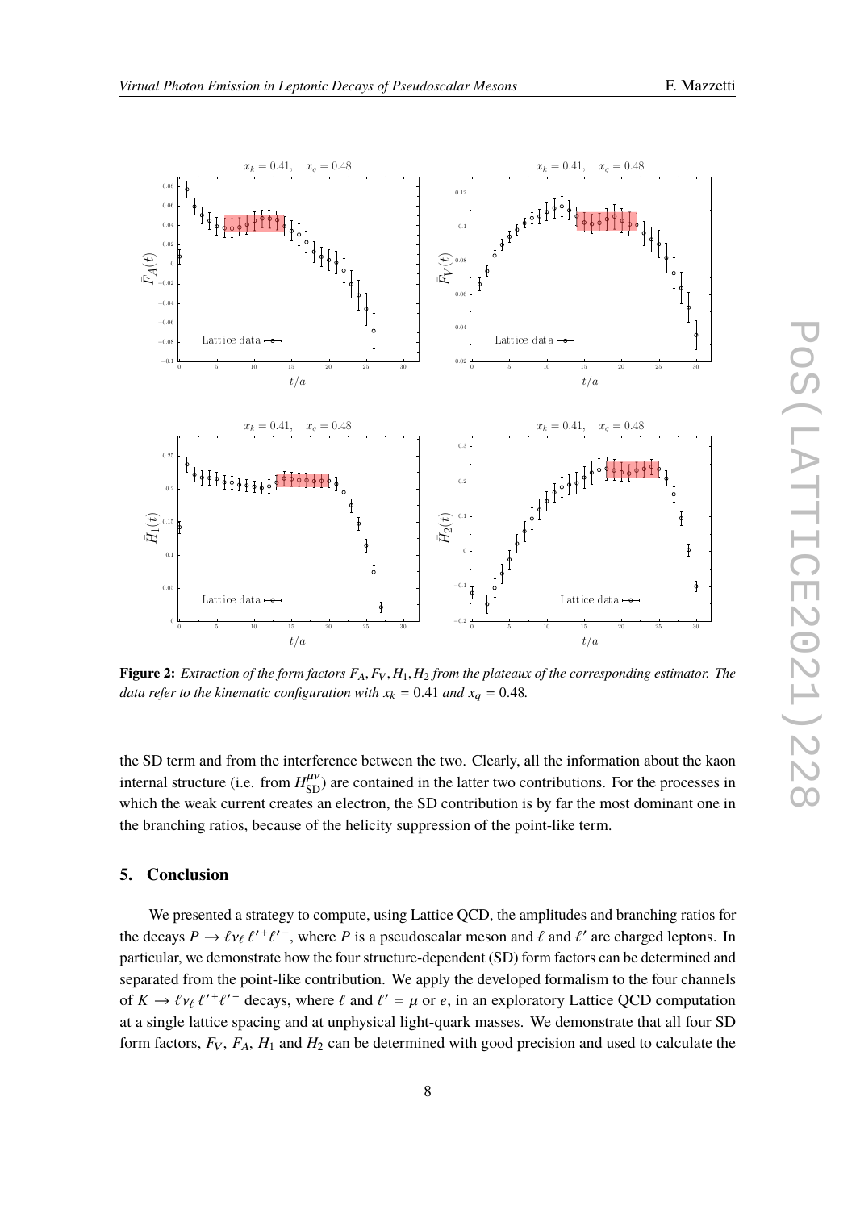**Figure 2:** *Extraction of the form factors $F_A, F_V, H_1, H_2$ from the plateaux of the corresponding estimator. The data refer to the kinematic configuration with $x_k = 0.41$ and $x_q = 0.48$.*

the SD term and from the interference between the two. Clearly, all the information about the kaon internal structure (i.e. from $H^{\mu\nu}_{\rm SD}$) are contained in the latter two contributions. For the processes in which the weak current creates an electron, the SD contribution is by far the most dominant one in the branching ratios, because of the helicity suppression of the point-like term.

## 5. Conclusion

We presented a strategy to compute, using Lattice QCD, the amplitudes and branching ratios for the decays $P \to \ell \nu_\ell \, \ell'^+ \ell'^-$, where $P$ is a pseudoscalar meson and $\ell$ and $\ell'$ are charged leptons. In particular, we demonstrate how the four structure-dependent (SD) form factors can be determined and separated from the point-like contribution. We apply the developed formalism to the four channels of $K \to \ell \nu_\ell \, \ell'^+ \ell'^-$ decays, where $\ell$ and $\ell' = \mu$ or $e$, in an exploratory Lattice QCD computation at a single lattice spacing and at unphysical light-quark masses. We demonstrate that all four SD form factors, $F_V$, $F_A$, $H_1$ and $H_2$ can be determined with good precision and used to calculate the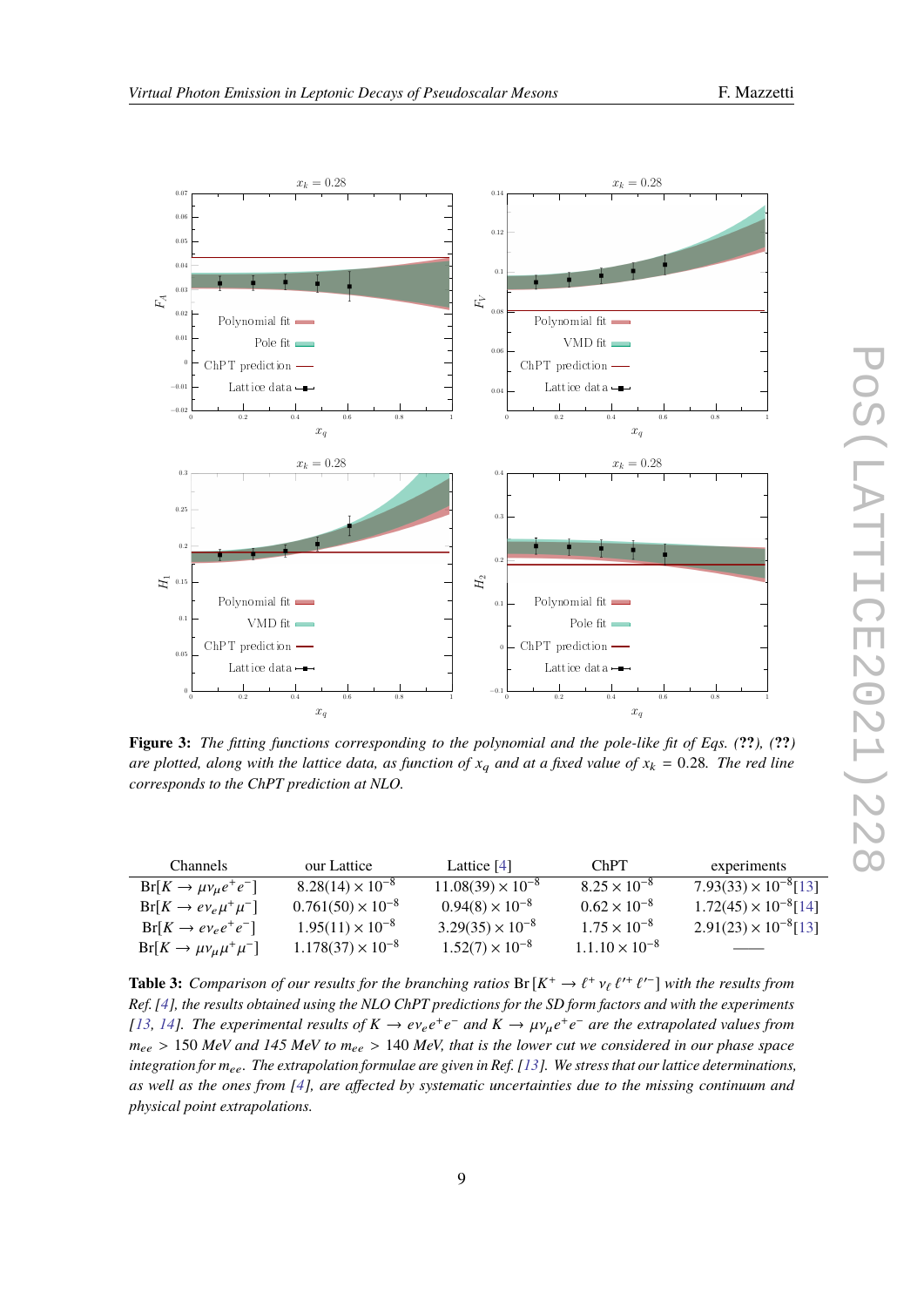**Figure 3:** *The fitting functions corresponding to the polynomial and the pole-like fit of Eqs. (**??**), (**??**) are plotted, along with the lattice data, as function of $x_q$ and at a fixed value of $x_k = 0.28$. The red line corresponds to the ChPT prediction at NLO.*

| Channels | our Lattice | Lattice [4] | ChPT | experiments |
|---|---|---|---|---|
| $\mathrm{Br}[K \to \mu\nu_\mu e^+ e^-]$ | $8.28(14) \times 10^{-8}$ | $11.08(39) \times 10^{-8}$ | $8.25 \times 10^{-8}$ | $7.93(33) \times 10^{-8}$[13] |
| $\mathrm{Br}[K \to e\nu_e \mu^+ \mu^-]$ | $0.761(50) \times 10^{-8}$ | $0.94(8) \times 10^{-8}$ | $0.62 \times 10^{-8}$ | $1.72(45) \times 10^{-8}$[14] |
| $\mathrm{Br}[K \to e\nu_e e^+ e^-]$ | $1.95(11) \times 10^{-8}$ | $3.29(35) \times 10^{-8}$ | $1.75 \times 10^{-8}$ | $2.91(23) \times 10^{-8}$[13] |
| $\mathrm{Br}[K \to \mu\nu_\mu \mu^+ \mu^-]$ | $1.178(37) \times 10^{-8}$ | $1.52(7) \times 10^{-8}$ | $1.1.10 \times 10^{-8}$ | —— |

**Table 3:** *Comparison of our results for the branching ratios $\mathrm{Br}[K^+ \to \ell^+ \nu_\ell \ell'^+ \ell'^-]$ with the results from Ref. [4], the results obtained using the NLO ChPT predictions for the SD form factors and with the experiments [13, 14]. The experimental results of $K \to e\nu_e e^+ e^-$ and $K \to \mu\nu_\mu e^+ e^-$ are the extrapolated values from $m_{ee} > 150$ MeV and 145 MeV to $m_{ee} > 140$ MeV, that is the lower cut we considered in our phase space integration for $m_{ee}$. The extrapolation formulae are given in Ref. [13]. We stress that our lattice determinations, as well as the ones from [4], are affected by systematic uncertainties due to the missing continuum and physical point extrapolations.*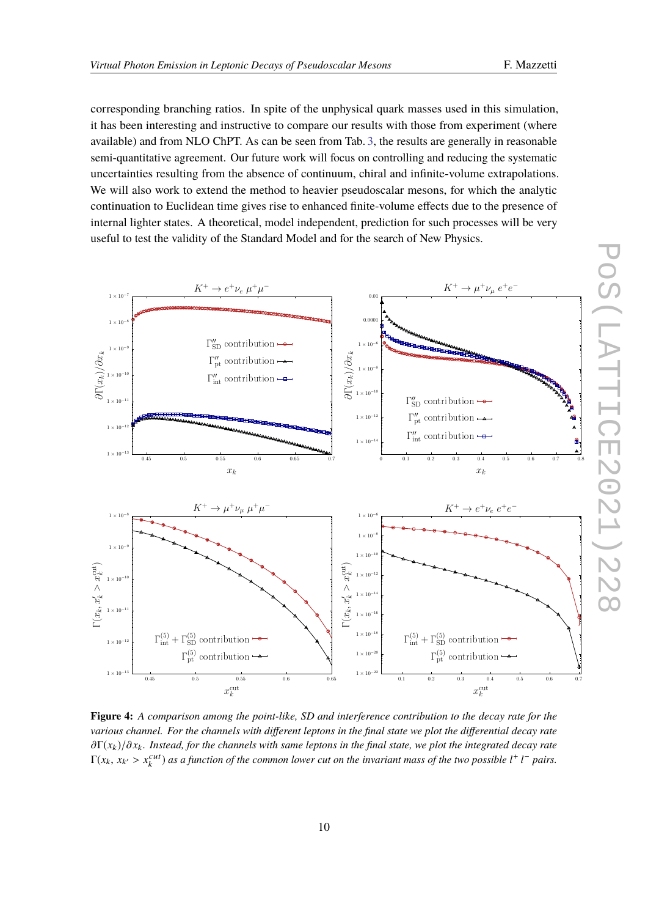corresponding branching ratios. In spite of the unphysical quark masses used in this simulation, it has been interesting and instructive to compare our results with those from experiment (where available) and from NLO ChPT. As can be seen from Tab. 3, the results are generally in reasonable semi-quantitative agreement. Our future work will focus on controlling and reducing the systematic uncertainties resulting from the absence of continuum, chiral and infinite-volume extrapolations. We will also work to extend the method to heavier pseudoscalar mesons, for which the analytic continuation to Euclidean time gives rise to enhanced finite-volume effects due to the presence of internal lighter states. A theoretical, model independent, prediction for such processes will be very useful to test the validity of the Standard Model and for the search of New Physics.

**Figure 4:** *A comparison among the point-like, SD and interference contribution to the decay rate for the various channel. For the channels with different leptons in the final state we plot the differential decay rate $\partial\Gamma(x_k)/\partial x_k$. Instead, for the channels with same leptons in the final state, we plot the integrated decay rate $\Gamma(x_k,\, x_{k'} > x_k^{cut})$ as a function of the common lower cut on the invariant mass of the two possible $l^+ l^-$ pairs.*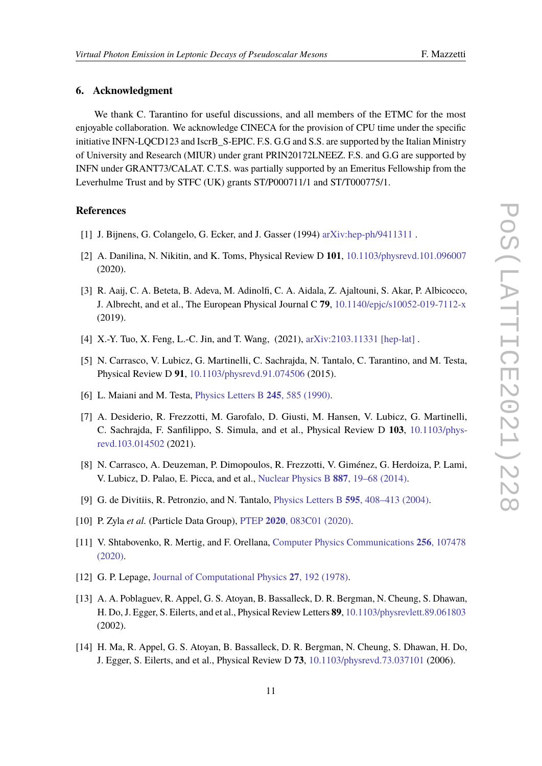## 6. Acknowledgment

We thank C. Tarantino for useful discussions, and all members of the ETMC for the most enjoyable collaboration. We acknowledge CINECA for the provision of CPU time under the specific initiative INFN-LQCD123 and IscrB_S-EPIC. F.S. G.G and S.S. are supported by the Italian Ministry of University and Research (MIUR) under grant PRIN20172LNEEZ. F.S. and G.G are supported by INFN under GRANT73/CALAT. C.T.S. was partially supported by an Emeritus Fellowship from the Leverhulme Trust and by STFC (UK) grants ST/P000711/1 and ST/T000775/1.

## References

[1] J. Bijnens, G. Colangelo, G. Ecker, and J. Gasser (1994) arXiv:hep-ph/9411311 .

[2] A. Danilina, N. Nikitin, and K. Toms, Physical Review D **101**, 10.1103/physrevd.101.096007 (2020).

[3] R. Aaij, C. A. Beteta, B. Adeva, M. Adinolfi, C. A. Aidala, Z. Ajaltouni, S. Akar, P. Albicocco, J. Albrecht, and et al., The European Physical Journal C **79**, 10.1140/epjc/s10052-019-7112-x (2019).

[4] X.-Y. Tuo, X. Feng, L.-C. Jin, and T. Wang, (2021), arXiv:2103.11331 [hep-lat] .

[5] N. Carrasco, V. Lubicz, G. Martinelli, C. Sachrajda, N. Tantalo, C. Tarantino, and M. Testa, Physical Review D **91**, 10.1103/physrevd.91.074506 (2015).

[6] L. Maiani and M. Testa, Physics Letters B **245**, 585 (1990).

[7] A. Desiderio, R. Frezzotti, M. Garofalo, D. Giusti, M. Hansen, V. Lubicz, G. Martinelli, C. Sachrajda, F. Sanfilippo, S. Simula, and et al., Physical Review D **103**, 10.1103/physrevd.103.014502 (2021).

[8] N. Carrasco, A. Deuzeman, P. Dimopoulos, R. Frezzotti, V. Giménez, G. Herdoiza, P. Lami, V. Lubicz, D. Palao, E. Picca, and et al., Nuclear Physics B **887**, 19–68 (2014).

[9] G. de Divitiis, R. Petronzio, and N. Tantalo, Physics Letters B **595**, 408–413 (2004).

[10] P. Zyla *et al.* (Particle Data Group), PTEP **2020**, 083C01 (2020).

[11] V. Shtabovenko, R. Mertig, and F. Orellana, Computer Physics Communications **256**, 107478 (2020).

[12] G. P. Lepage, Journal of Computational Physics **27**, 192 (1978).

[13] A. A. Poblaguev, R. Appel, G. S. Atoyan, B. Bassalleck, D. R. Bergman, N. Cheung, S. Dhawan, H. Do, J. Egger, S. Eilerts, and et al., Physical Review Letters **89**, 10.1103/physrevlett.89.061803 (2002).

[14] H. Ma, R. Appel, G. S. Atoyan, B. Bassalleck, D. R. Bergman, N. Cheung, S. Dhawan, H. Do, J. Egger, S. Eilerts, and et al., Physical Review D **73**, 10.1103/physrevd.73.037101 (2006).